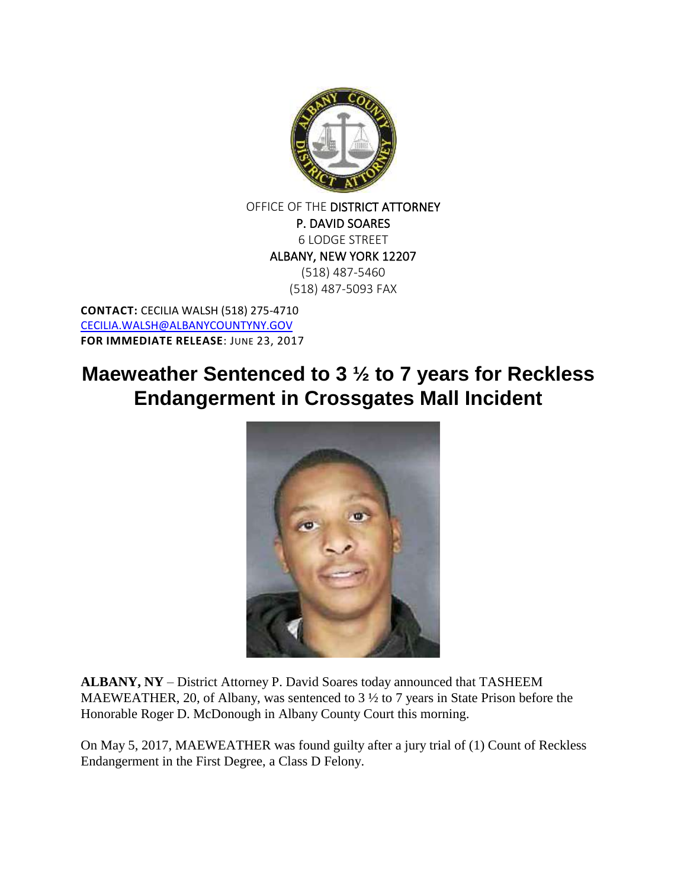OFFICE OF THE DISTRICT ATTORNEY
P. DAVID SOARES
6 LODGE STREET
ALBANY, NEW YORK 12207
(518) 487-5460
(518) 487-5093 FAX

**CONTACT:** CECILIA WALSH (518) 275-4710
CECILIA.WALSH@ALBANYCOUNTYNY.GOV
**FOR IMMEDIATE RELEASE**: JUNE 23, 2017

# Maeweather Sentenced to 3 ½ to 7 years for Reckless Endangerment in Crossgates Mall Incident

**ALBANY, NY** – District Attorney P. David Soares today announced that TASHEEM MAEWEATHER, 20, of Albany, was sentenced to 3 ½ to 7 years in State Prison before the Honorable Roger D. McDonough in Albany County Court this morning.

On May 5, 2017, MAEWEATHER was found guilty after a jury trial of (1) Count of Reckless Endangerment in the First Degree, a Class D Felony.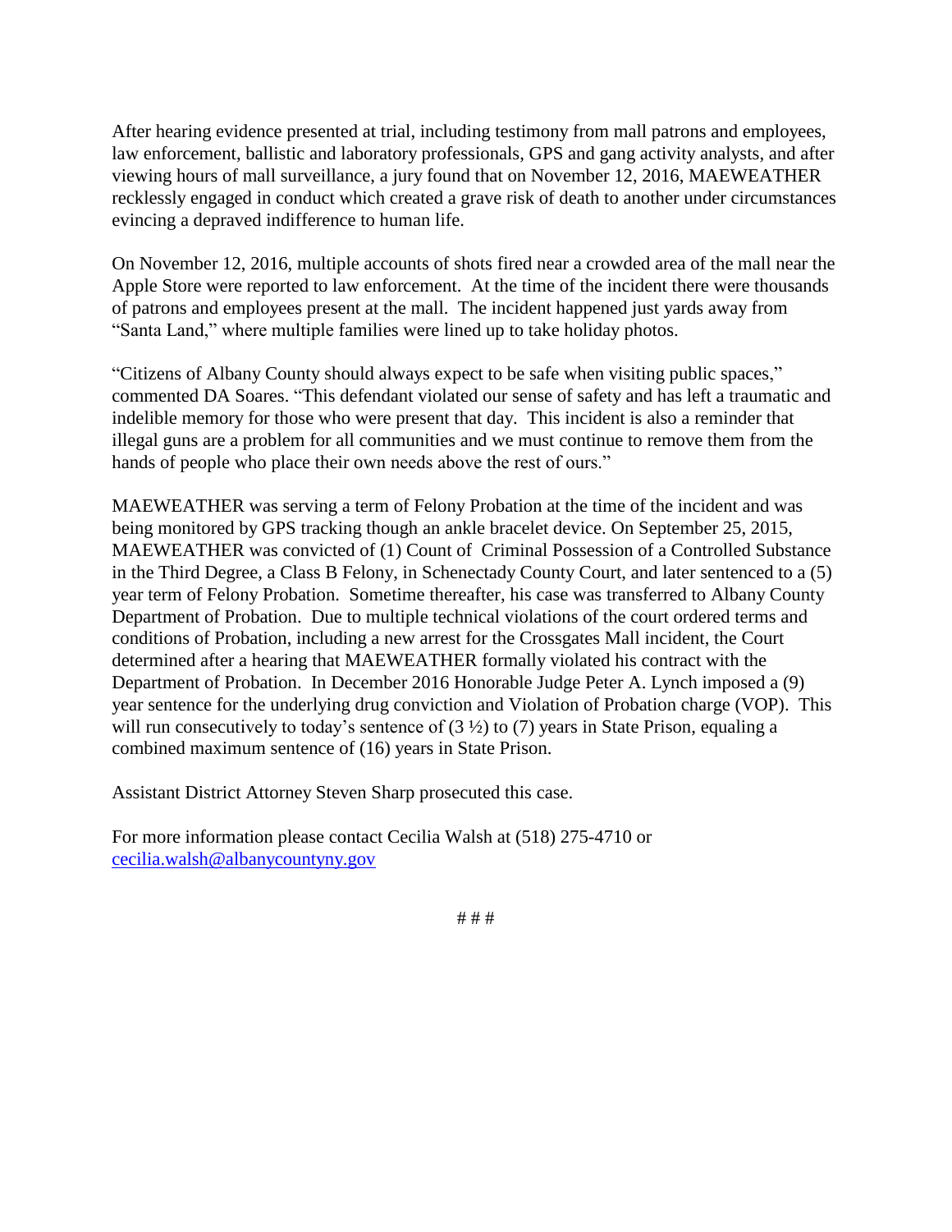After hearing evidence presented at trial, including testimony from mall patrons and employees, law enforcement, ballistic and laboratory professionals, GPS and gang activity analysts, and after viewing hours of mall surveillance, a jury found that on November 12, 2016, MAEWEATHER recklessly engaged in conduct which created a grave risk of death to another under circumstances evincing a depraved indifference to human life.

On November 12, 2016, multiple accounts of shots fired near a crowded area of the mall near the Apple Store were reported to law enforcement. At the time of the incident there were thousands of patrons and employees present at the mall. The incident happened just yards away from "Santa Land," where multiple families were lined up to take holiday photos.

"Citizens of Albany County should always expect to be safe when visiting public spaces," commented DA Soares. "This defendant violated our sense of safety and has left a traumatic and indelible memory for those who were present that day. This incident is also a reminder that illegal guns are a problem for all communities and we must continue to remove them from the hands of people who place their own needs above the rest of ours."

MAEWEATHER was serving a term of Felony Probation at the time of the incident and was being monitored by GPS tracking though an ankle bracelet device. On September 25, 2015, MAEWEATHER was convicted of (1) Count of Criminal Possession of a Controlled Substance in the Third Degree, a Class B Felony, in Schenectady County Court, and later sentenced to a (5) year term of Felony Probation. Sometime thereafter, his case was transferred to Albany County Department of Probation. Due to multiple technical violations of the court ordered terms and conditions of Probation, including a new arrest for the Crossgates Mall incident, the Court determined after a hearing that MAEWEATHER formally violated his contract with the Department of Probation. In December 2016 Honorable Judge Peter A. Lynch imposed a (9) year sentence for the underlying drug conviction and Violation of Probation charge (VOP). This will run consecutively to today's sentence of (3 ½) to (7) years in State Prison, equaling a combined maximum sentence of (16) years in State Prison.

Assistant District Attorney Steven Sharp prosecuted this case.

For more information please contact Cecilia Walsh at (518) 275-4710 or cecilia.walsh@albanycountyny.gov

# # #